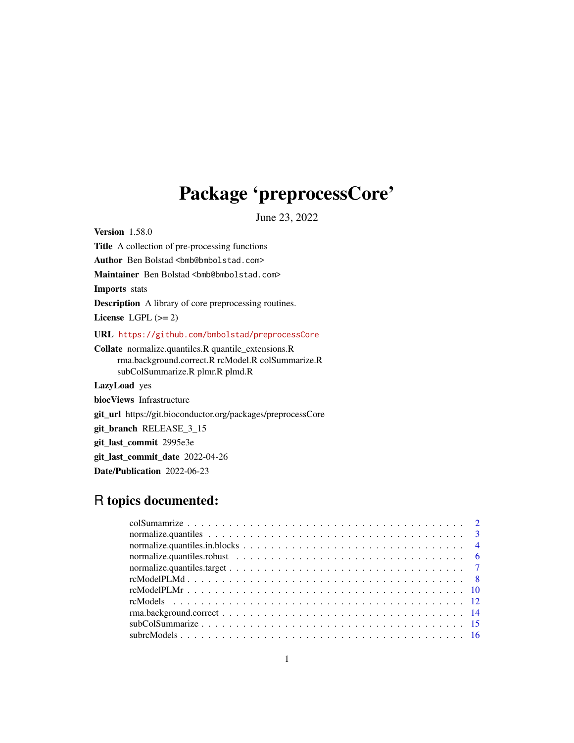# Package 'preprocessCore'

June 23, 2022

**Version** 1.58.0

**Title** A collection of pre-processing functions

**Author** Ben Bolstad <bmb@bmbolstad.com>

**Maintainer** Ben Bolstad <bmb@bmbolstad.com>

**Imports** stats

**Description** A library of core preprocessing routines.

**License** LGPL (>= 2)

**URL** https://github.com/bmbolstad/preprocessCore

**Collate** normalize.quantiles.R quantile_extensions.R rma.background.correct.R rcModel.R colSummarize.R subColSummarize.R plmr.R plmd.R

**LazyLoad** yes

**biocViews** Infrastructure

**git_url** https://git.bioconductor.org/packages/preprocessCore

**git_branch** RELEASE_3_15

**git_last_commit** 2995e3e

**git_last_commit_date** 2022-04-26

**Date/Publication** 2022-06-23

## R topics documented:

| | |
|---|---|
| colSumamrize | 2 |
| normalize.quantiles | 3 |
| normalize.quantiles.in.blocks | 4 |
| normalize.quantiles.robust | 6 |
| normalize.quantiles.target | 7 |
| rcModelPLMd | 8 |
| rcModelPLMr | 10 |
| rcModels | 12 |
| rma.background.correct | 14 |
| subColSummarize | 15 |
| subrcModels | 16 |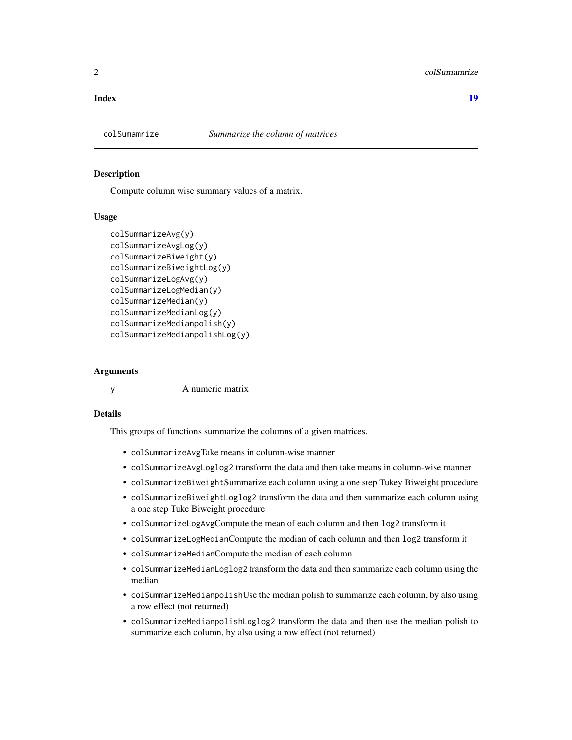**Index** **19**

---

`colSumamrize` *Summarize the column of matrices*

---

### Description

Compute column wise summary values of a matrix.

### Usage

```
colSummarizeAvg(y)
colSummarizeAvgLog(y)
colSummarizeBiweight(y)
colSummarizeBiweightLog(y)
colSummarizeLogAvg(y)
colSummarizeLogMedian(y)
colSummarizeMedian(y)
colSummarizeMedianLog(y)
colSummarizeMedianpolish(y)
colSummarizeMedianpolishLog(y)
```

### Arguments

| | |
|---|---|
| `y` | A numeric matrix |

### Details

This groups of functions summarize the columns of a given matrices.

- `colSummarizeAvg`Take means in column-wise manner
- `colSummarizeAvgLog`log2 transform the data and then take means in column-wise manner
- `colSummarizeBiweight`Summarize each column using a one step Tukey Biweight procedure
- `colSummarizeBiweightLog`log2 transform the data and then summarize each column using a one step Tuke Biweight procedure
- `colSummarizeLogAvg`Compute the mean of each column and then `log2` transform it
- `colSummarizeLogMedian`Compute the median of each column and then `log2` transform it
- `colSummarizeMedian`Compute the median of each column
- `colSummarizeMedianLog`log2 transform the data and then summarize each column using the median
- `colSummarizeMedianpolish`Use the median polish to summarize each column, by also using a row effect (not returned)
- `colSummarizeMedianpolishLog`log2 transform the data and then use the median polish to summarize each column, by also using a row effect (not returned)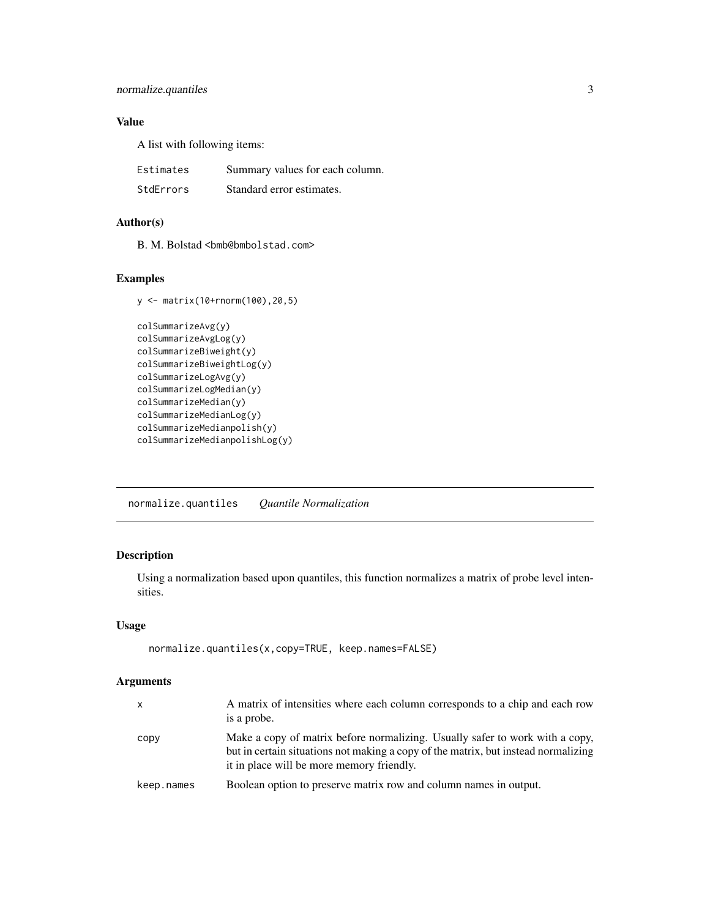## Value

A list with following items:

| | |
|---|---|
| Estimates | Summary values for each column. |
| StdErrors | Standard error estimates. |

## Author(s)

B. M. Bolstad <bmb@bmbolstad.com>

## Examples

```
y <- matrix(10+rnorm(100),20,5)

colSummarizeAvg(y)
colSummarizeAvgLog(y)
colSummarizeBiweight(y)
colSummarizeBiweightLog(y)
colSummarizeLogAvg(y)
colSummarizeLogMedian(y)
colSummarizeMedian(y)
colSummarizeMedianLog(y)
colSummarizeMedianpolish(y)
colSummarizeMedianpolishLog(y)
```

---

# normalize.quantiles *Quantile Normalization*

---

## Description

Using a normalization based upon quantiles, this function normalizes a matrix of probe level intensities.

## Usage

```
normalize.quantiles(x,copy=TRUE, keep.names=FALSE)
```

## Arguments

| | |
|---|---|
| x | A matrix of intensities where each column corresponds to a chip and each row is a probe. |
| copy | Make a copy of matrix before normalizing. Usually safer to work with a copy, but in certain situations not making a copy of the matrix, but instead normalizing it in place will be more memory friendly. |
| keep.names | Boolean option to preserve matrix row and column names in output. |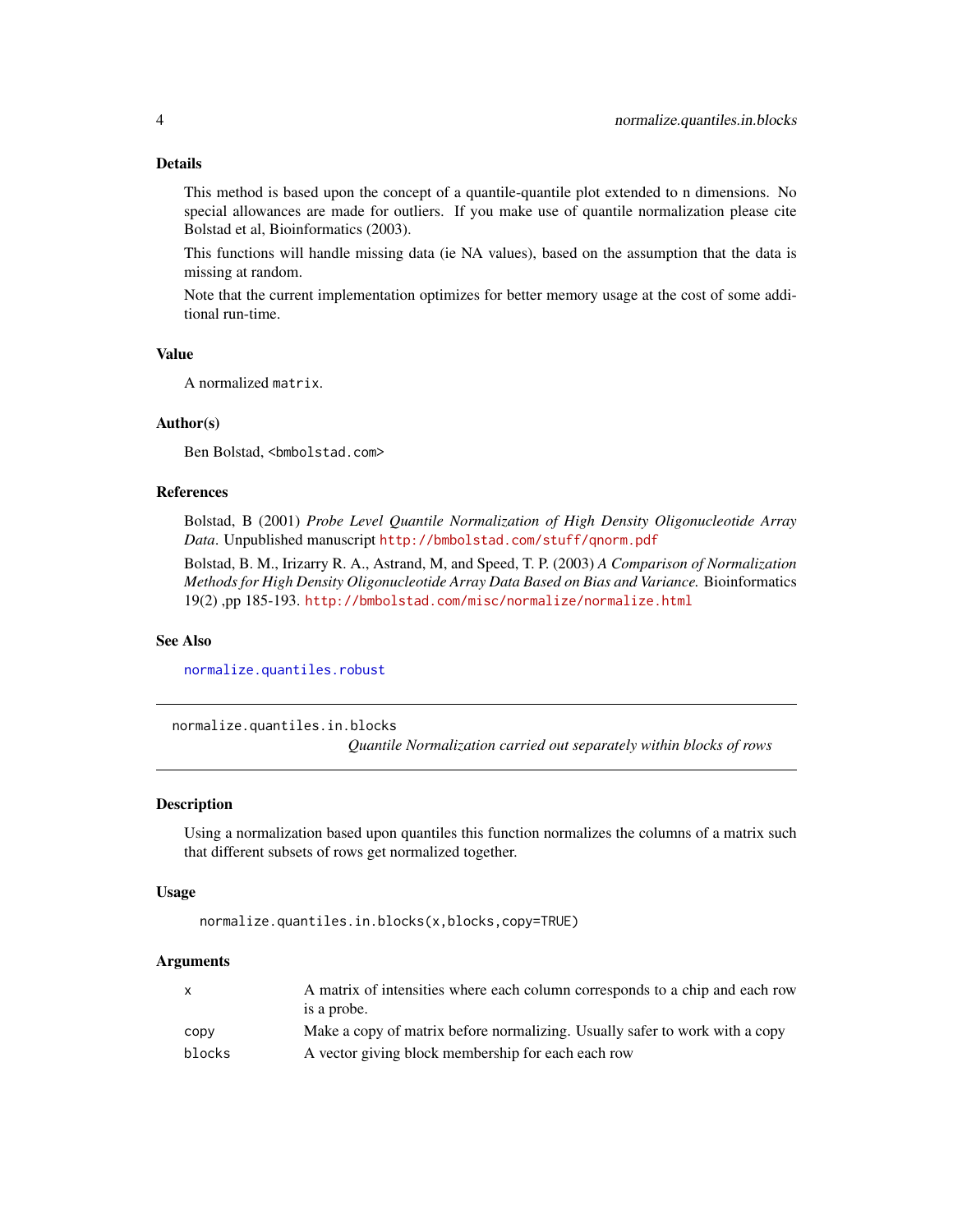### Details

This method is based upon the concept of a quantile-quantile plot extended to n dimensions. No special allowances are made for outliers. If you make use of quantile normalization please cite Bolstad et al, Bioinformatics (2003).

This functions will handle missing data (ie NA values), based on the assumption that the data is missing at random.

Note that the current implementation optimizes for better memory usage at the cost of some additional run-time.

### Value

A normalized `matrix`.

### Author(s)

Ben Bolstad, <bmbolstad.com>

### References

Bolstad, B (2001) *Probe Level Quantile Normalization of High Density Oligonucleotide Array Data*. Unpublished manuscript http://bmbolstad.com/stuff/qnorm.pdf

Bolstad, B. M., Irizarry R. A., Astrand, M, and Speed, T. P. (2003) *A Comparison of Normalization Methods for High Density Oligonucleotide Array Data Based on Bias and Variance.* Bioinformatics 19(2) ,pp 185-193. http://bmbolstad.com/misc/normalize/normalize.html

### See Also

normalize.quantiles.robust

---

## normalize.quantiles.in.blocks

*Quantile Normalization carried out separately within blocks of rows*

---

### Description

Using a normalization based upon quantiles this function normalizes the columns of a matrix such that different subsets of rows get normalized together.

### Usage

```
normalize.quantiles.in.blocks(x,blocks,copy=TRUE)
```

### Arguments

| | |
|---|---|
| `x` | A matrix of intensities where each column corresponds to a chip and each row is a probe. |
| `copy` | Make a copy of matrix before normalizing. Usually safer to work with a copy |
| `blocks` | A vector giving block membership for each each row |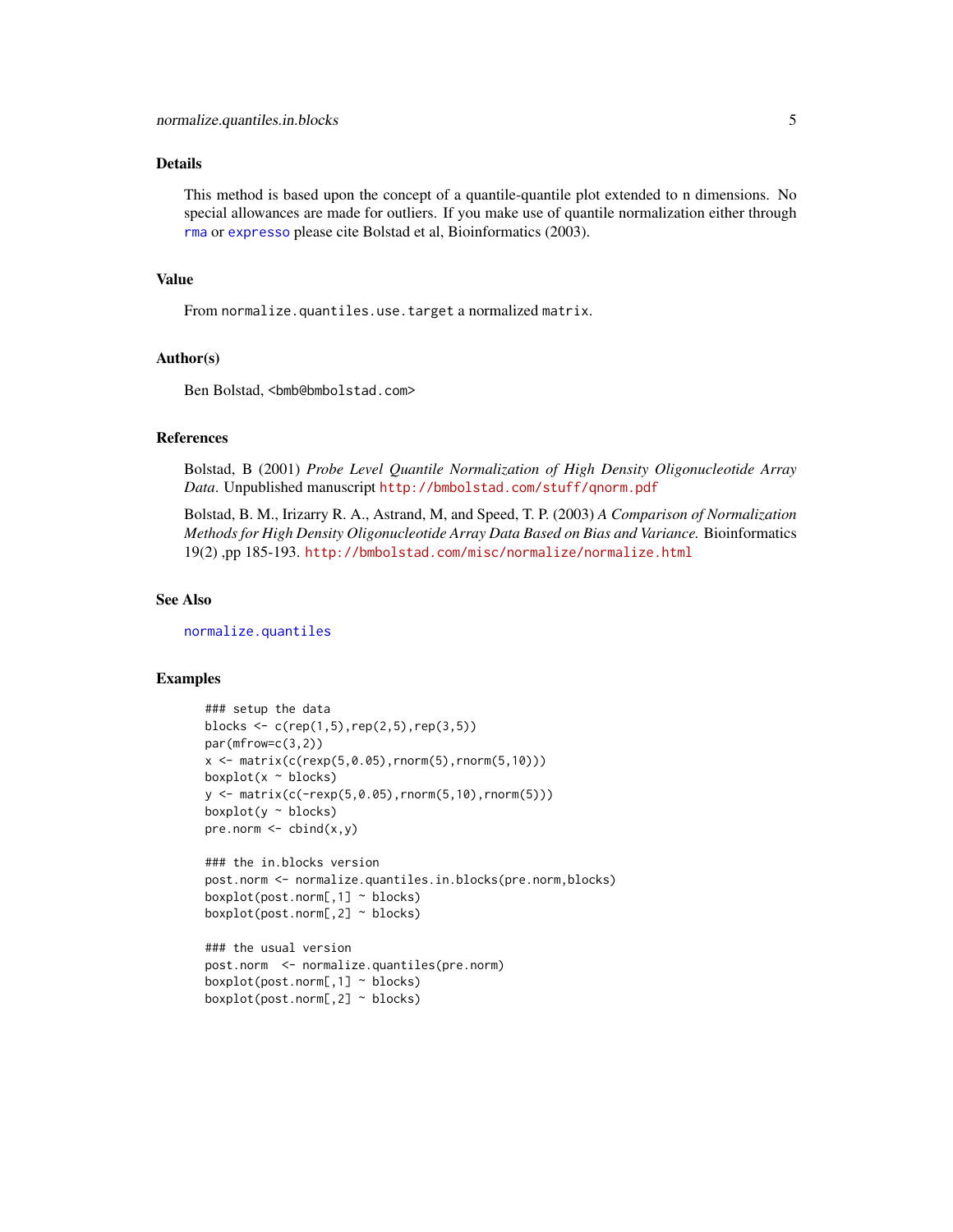## Details

This method is based upon the concept of a quantile-quantile plot extended to n dimensions. No special allowances are made for outliers. If you make use of quantile normalization either through `rma` or `expresso` please cite Bolstad et al, Bioinformatics (2003).

## Value

From `normalize.quantiles.use.target` a normalized `matrix`.

## Author(s)

Ben Bolstad, <bmb@bmbolstad.com>

## References

Bolstad, B (2001) *Probe Level Quantile Normalization of High Density Oligonucleotide Array Data*. Unpublished manuscript http://bmbolstad.com/stuff/qnorm.pdf

Bolstad, B. M., Irizarry R. A., Astrand, M, and Speed, T. P. (2003) *A Comparison of Normalization Methods for High Density Oligonucleotide Array Data Based on Bias and Variance.* Bioinformatics 19(2) ,pp 185-193. http://bmbolstad.com/misc/normalize/normalize.html

## See Also

`normalize.quantiles`

## Examples

```
### setup the data
blocks <- c(rep(1,5),rep(2,5),rep(3,5))
par(mfrow=c(3,2))
x <- matrix(c(rexp(5,0.05),rnorm(5),rnorm(5,10)))
boxplot(x ~ blocks)
y <- matrix(c(-rexp(5,0.05),rnorm(5,10),rnorm(5)))
boxplot(y ~ blocks)
pre.norm <- cbind(x,y)

### the in.blocks version
post.norm <- normalize.quantiles.in.blocks(pre.norm,blocks)
boxplot(post.norm[,1] ~ blocks)
boxplot(post.norm[,2] ~ blocks)

### the usual version
post.norm  <- normalize.quantiles(pre.norm)
boxplot(post.norm[,1] ~ blocks)
boxplot(post.norm[,2] ~ blocks)
```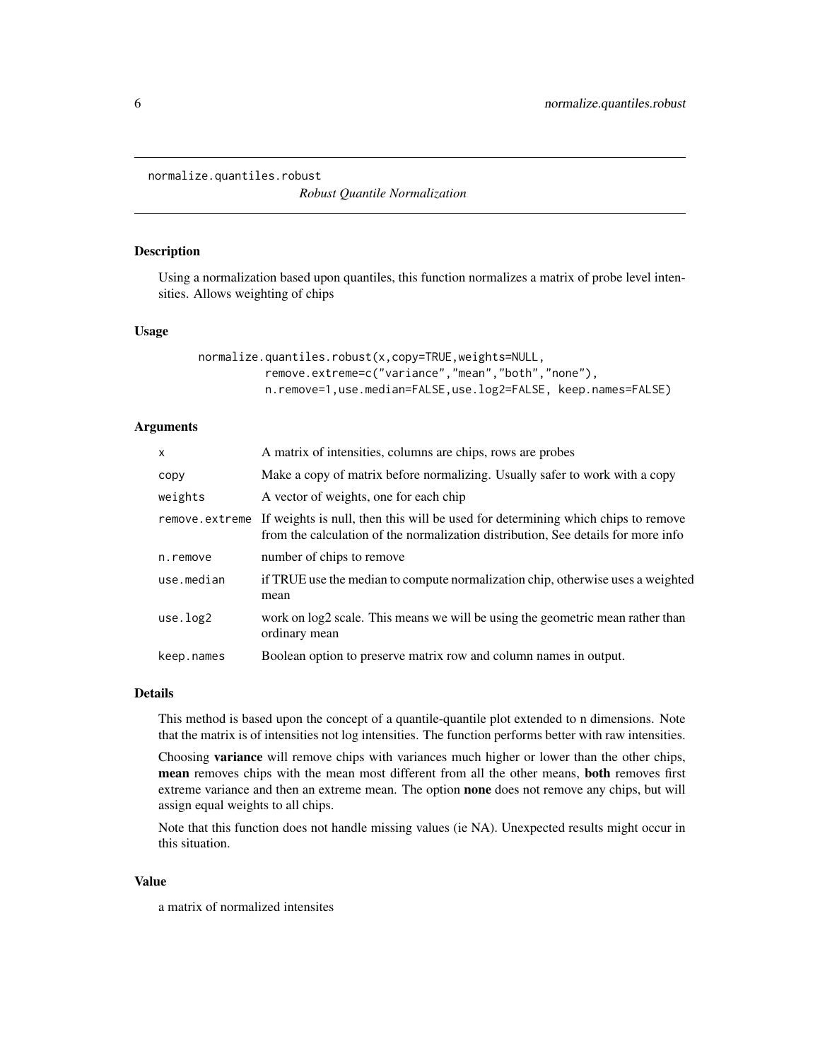normalize.quantiles.robust

*Robust Quantile Normalization*

## Description

Using a normalization based upon quantiles, this function normalizes a matrix of probe level intensities. Allows weighting of chips

## Usage

```
normalize.quantiles.robust(x,copy=TRUE,weights=NULL,
          remove.extreme=c("variance","mean","both","none"),
          n.remove=1,use.median=FALSE,use.log2=FALSE, keep.names=FALSE)
```

## Arguments

| | |
|---|---|
| `x` | A matrix of intensities, columns are chips, rows are probes |
| `copy` | Make a copy of matrix before normalizing. Usually safer to work with a copy |
| `weights` | A vector of weights, one for each chip |
| `remove.extreme` | If weights is null, then this will be used for determining which chips to remove from the calculation of the normalization distribution, See details for more info |
| `n.remove` | number of chips to remove |
| `use.median` | if TRUE use the median to compute normalization chip, otherwise uses a weighted mean |
| `use.log2` | work on log2 scale. This means we will be using the geometric mean rather than ordinary mean |
| `keep.names` | Boolean option to preserve matrix row and column names in output. |

## Details

This method is based upon the concept of a quantile-quantile plot extended to n dimensions. Note that the matrix is of intensities not log intensities. The function performs better with raw intensities.

Choosing **variance** will remove chips with variances much higher or lower than the other chips, **mean** removes chips with the mean most different from all the other means, **both** removes first extreme variance and then an extreme mean. The option **none** does not remove any chips, but will assign equal weights to all chips.

Note that this function does not handle missing values (ie NA). Unexpected results might occur in this situation.

## Value

a matrix of normalized intensites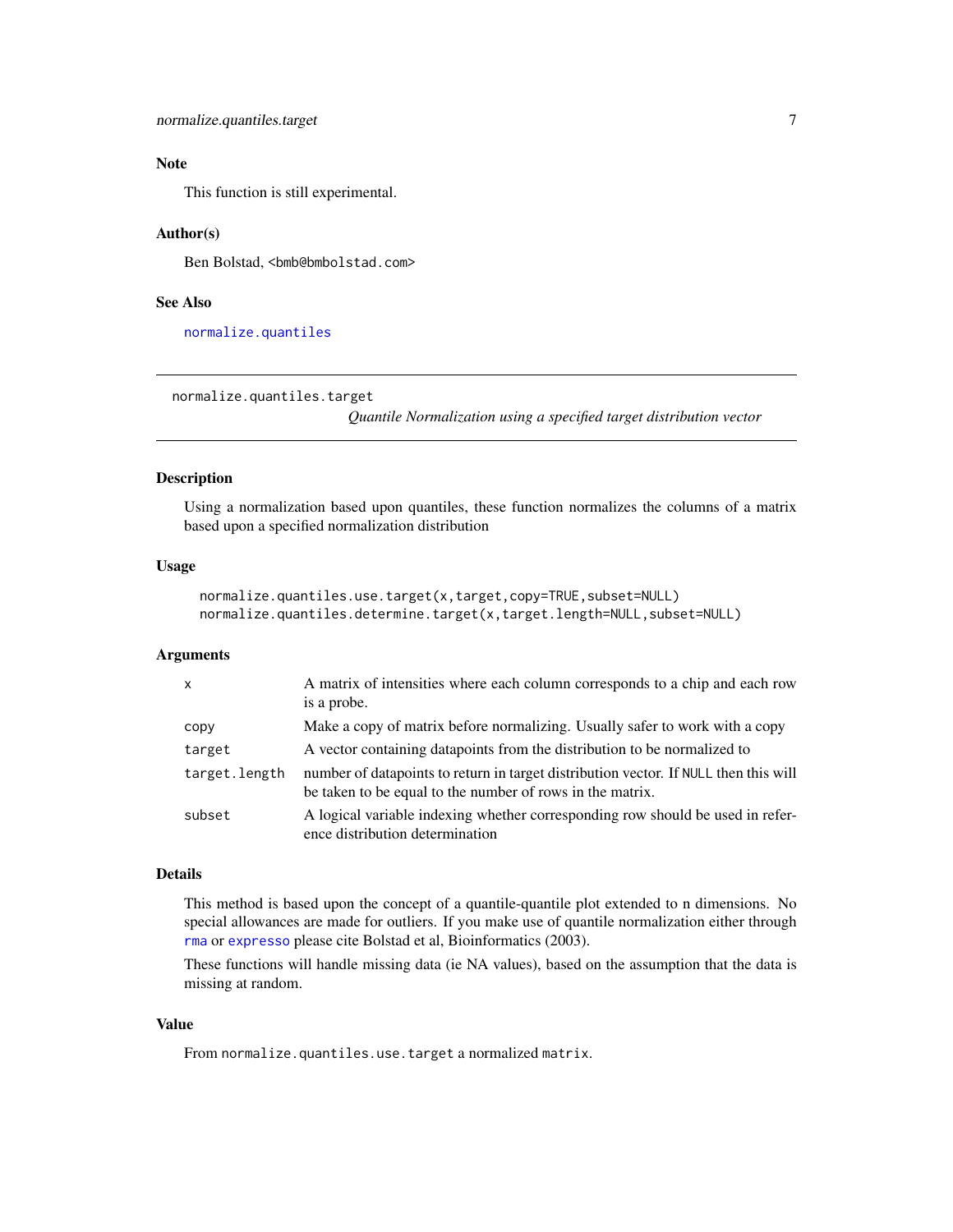### Note

This function is still experimental.

### Author(s)

Ben Bolstad, <bmb@bmbolstad.com>

### See Also

normalize.quantiles

---

## normalize.quantiles.target

*Quantile Normalization using a specified target distribution vector*

---

### Description

Using a normalization based upon quantiles, these function normalizes the columns of a matrix based upon a specified normalization distribution

### Usage

```
normalize.quantiles.use.target(x,target,copy=TRUE,subset=NULL)
normalize.quantiles.determine.target(x,target.length=NULL,subset=NULL)
```

### Arguments

| | |
|---|---|
| `x` | A matrix of intensities where each column corresponds to a chip and each row is a probe. |
| `copy` | Make a copy of matrix before normalizing. Usually safer to work with a copy |
| `target` | A vector containing datapoints from the distribution to be normalized to |
| `target.length` | number of datapoints to return in target distribution vector. If `NULL` then this will be taken to be equal to the number of rows in the matrix. |
| `subset` | A logical variable indexing whether corresponding row should be used in reference distribution determination |

### Details

This method is based upon the concept of a quantile-quantile plot extended to n dimensions. No special allowances are made for outliers. If you make use of quantile normalization either through rma or expresso please cite Bolstad et al, Bioinformatics (2003).

These functions will handle missing data (ie NA values), based on the assumption that the data is missing at random.

### Value

From `normalize.quantiles.use.target` a normalized `matrix`.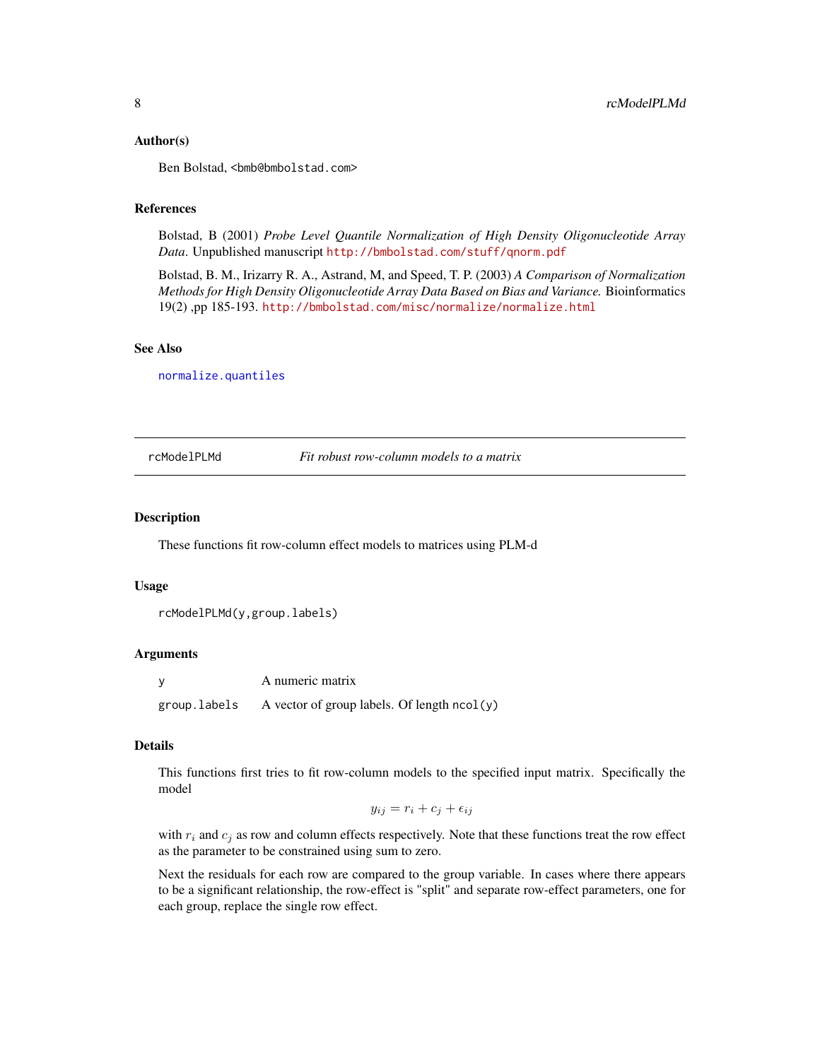### Author(s)

Ben Bolstad, <bmb@bmbolstad.com>

### References

Bolstad, B (2001) *Probe Level Quantile Normalization of High Density Oligonucleotide Array Data*. Unpublished manuscript http://bmbolstad.com/stuff/qnorm.pdf

Bolstad, B. M., Irizarry R. A., Astrand, M, and Speed, T. P. (2003) *A Comparison of Normalization Methods for High Density Oligonucleotide Array Data Based on Bias and Variance.* Bioinformatics 19(2) ,pp 185-193. http://bmbolstad.com/misc/normalize/normalize.html

### See Also

normalize.quantiles

---

## rcModelPLMd — *Fit robust row-column models to a matrix*

### Description

These functions fit row-column effect models to matrices using PLM-d

### Usage

```
rcModelPLMd(y,group.labels)
```

### Arguments

| | |
|---|---|
| y | A numeric matrix |
| group.labels | A vector of group labels. Of length `ncol(y)` |

### Details

This functions first tries to fit row-column models to the specified input matrix. Specifically the model

$$y_{ij} = r_i + c_j + \epsilon_{ij}$$

with $r_i$ and $c_j$ as row and column effects respectively. Note that these functions treat the row effect as the parameter to be constrained using sum to zero.

Next the residuals for each row are compared to the group variable. In cases where there appears to be a significant relationship, the row-effect is "split" and separate row-effect parameters, one for each group, replace the single row effect.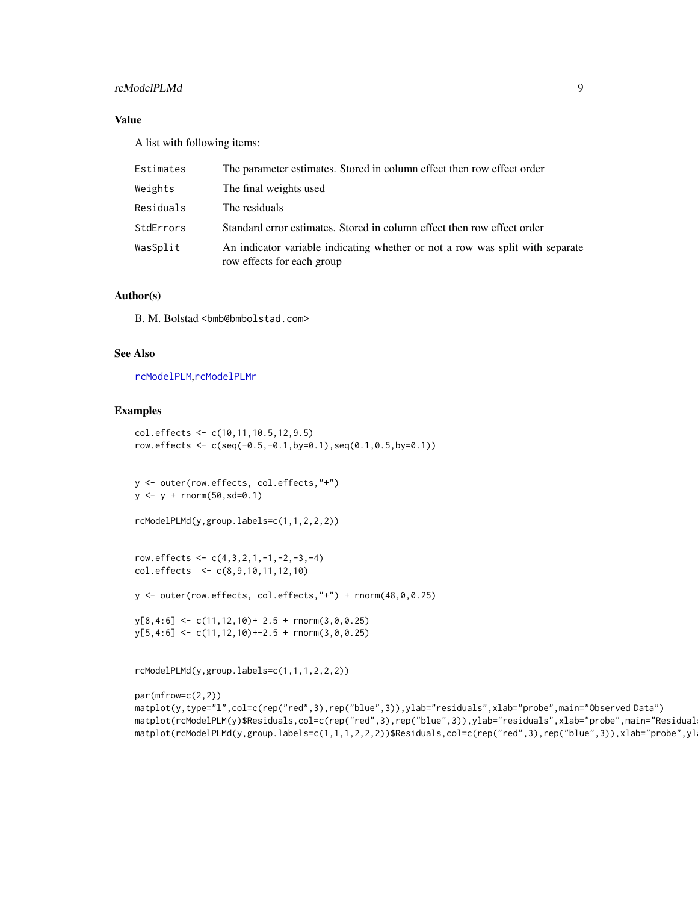## Value

A list with following items:

| | |
|---|---|
| Estimates | The parameter estimates. Stored in column effect then row effect order |
| Weights | The final weights used |
| Residuals | The residuals |
| StdErrors | Standard error estimates. Stored in column effect then row effect order |
| WasSplit | An indicator variable indicating whether or not a row was split with separate row effects for each group |

## Author(s)

B. M. Bolstad <bmb@bmbolstad.com>

## See Also

rcModelPLM,rcModelPLMr

## Examples

```
col.effects <- c(10,11,10.5,12,9.5)
row.effects <- c(seq(-0.5,-0.1,by=0.1),seq(0.1,0.5,by=0.1))


y <- outer(row.effects, col.effects,"+")
y <- y + rnorm(50,sd=0.1)

rcModelPLMd(y,group.labels=c(1,1,2,2,2))


row.effects <- c(4,3,2,1,-1,-2,-3,-4)
col.effects  <- c(8,9,10,11,12,10)

y <- outer(row.effects, col.effects,"+") + rnorm(48,0,0.25)

y[8,4:6] <- c(11,12,10)+ 2.5 + rnorm(3,0,0.25)
y[5,4:6] <- c(11,12,10)+-2.5 + rnorm(3,0,0.25)


rcModelPLMd(y,group.labels=c(1,1,1,2,2,2))

par(mfrow=c(2,2))
matplot(y,type="l",col=c(rep("red",3),rep("blue",3)),ylab="residuals",xlab="probe",main="Observed Data")
matplot(rcModelPLM(y)$Residuals,col=c(rep("red",3),rep("blue",3)),ylab="residuals",xlab="probe",main="Residual
matplot(rcModelPLMd(y,group.labels=c(1,1,1,2,2,2))$Residuals,col=c(rep("red",3),rep("blue",3)),xlab="probe",yl
```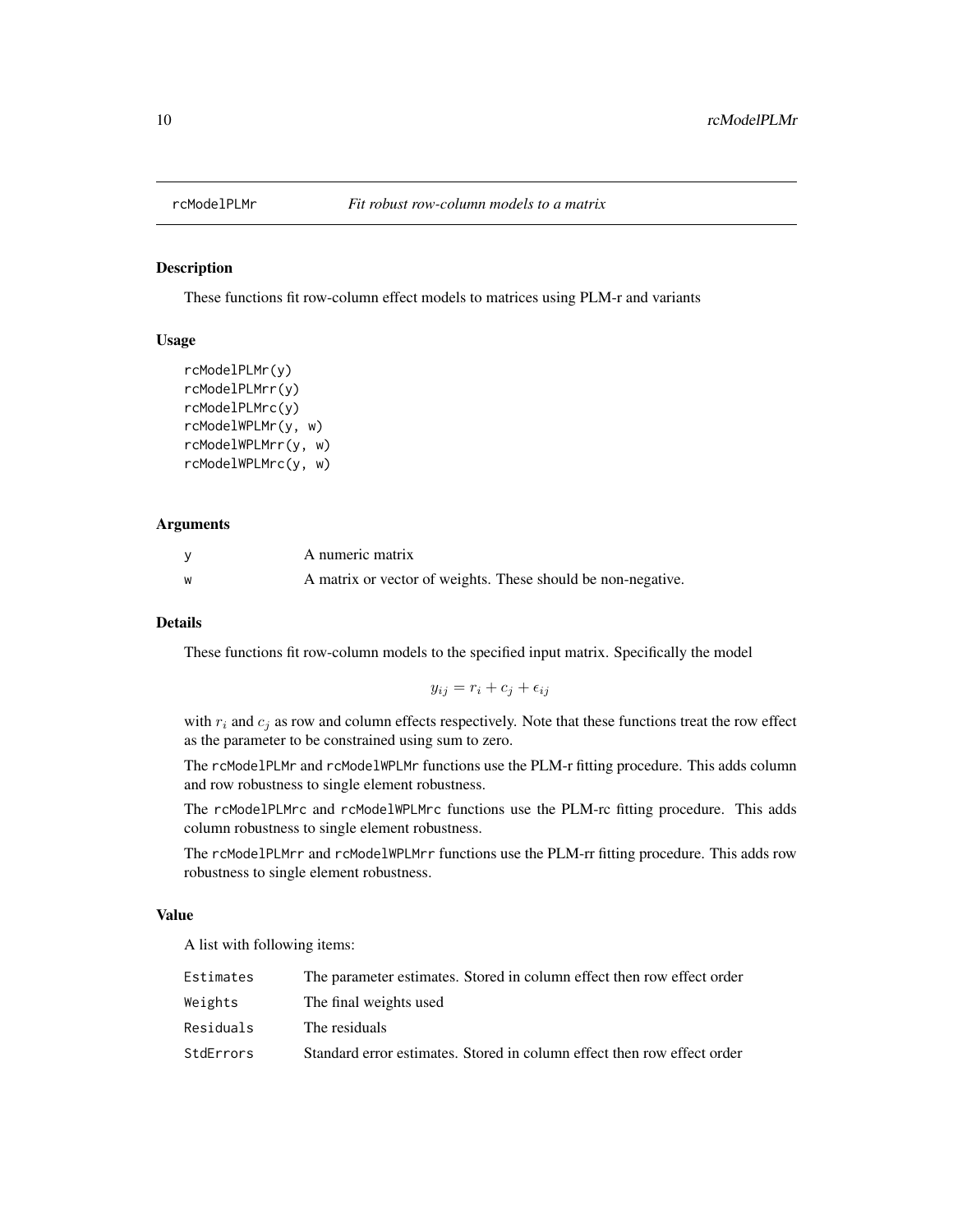rcModelPLMr *Fit robust row-column models to a matrix*

## Description

These functions fit row-column effect models to matrices using PLM-r and variants

## Usage

```
rcModelPLMr(y)
rcModelPLMrr(y)
rcModelPLMrc(y)
rcModelWPLMr(y, w)
rcModelWPLMrr(y, w)
rcModelWPLMrc(y, w)
```

## Arguments

| | |
|---|---|
| y | A numeric matrix |
| w | A matrix or vector of weights. These should be non-negative. |

## Details

These functions fit row-column models to the specified input matrix. Specifically the model

$$y_{ij} = r_i + c_j + \epsilon_{ij}$$

with $r_i$ and $c_j$ as row and column effects respectively. Note that these functions treat the row effect as the parameter to be constrained using sum to zero.

The `rcModelPLMr` and `rcModelWPLMr` functions use the PLM-r fitting procedure. This adds column and row robustness to single element robustness.

The `rcModelPLMrc` and `rcModelWPLMrc` functions use the PLM-rc fitting procedure. This adds column robustness to single element robustness.

The `rcModelPLMrr` and `rcModelWPLMrr` functions use the PLM-rr fitting procedure. This adds row robustness to single element robustness.

## Value

A list with following items:

| | |
|---|---|
| Estimates | The parameter estimates. Stored in column effect then row effect order |
| Weights | The final weights used |
| Residuals | The residuals |
| StdErrors | Standard error estimates. Stored in column effect then row effect order |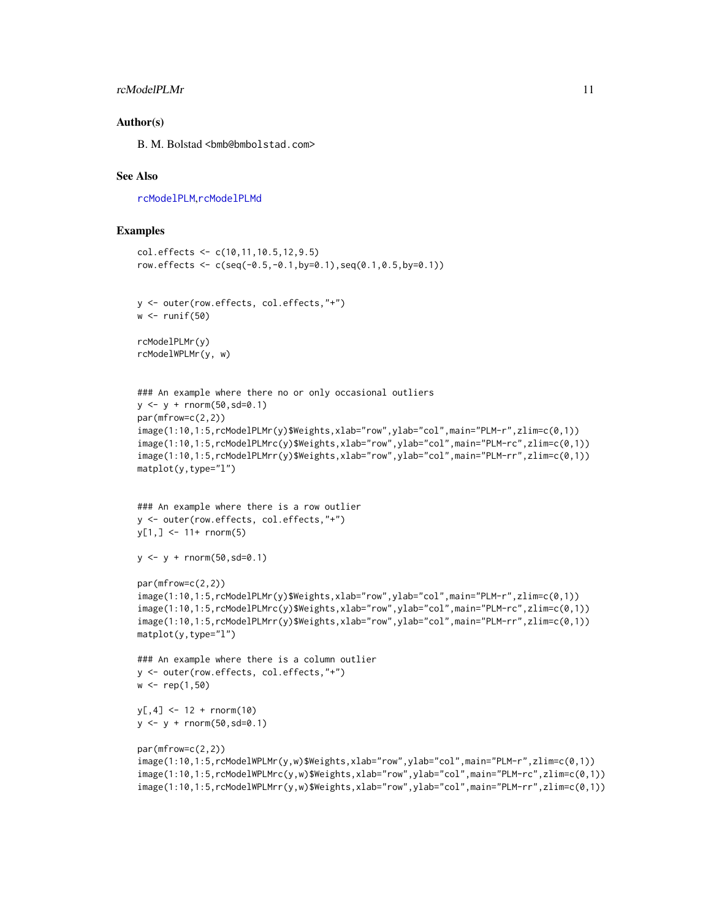## Author(s)

B. M. Bolstad <bmb@bmbolstad.com>

## See Also

rcModelPLM,rcModelPLMd

## Examples

```
col.effects <- c(10,11,10.5,12,9.5)
row.effects <- c(seq(-0.5,-0.1,by=0.1),seq(0.1,0.5,by=0.1))


y <- outer(row.effects, col.effects,"+")
w <- runif(50)

rcModelPLMr(y)
rcModelWPLMr(y, w)


### An example where there no or only occasional outliers
y <- y + rnorm(50,sd=0.1)
par(mfrow=c(2,2))
image(1:10,1:5,rcModelPLMr(y)$Weights,xlab="row",ylab="col",main="PLM-r",zlim=c(0,1))
image(1:10,1:5,rcModelPLMrc(y)$Weights,xlab="row",ylab="col",main="PLM-rc",zlim=c(0,1))
image(1:10,1:5,rcModelPLMrr(y)$Weights,xlab="row",ylab="col",main="PLM-rr",zlim=c(0,1))
matplot(y,type="l")


### An example where there is a row outlier
y <- outer(row.effects, col.effects,"+")
y[1,] <- 11+ rnorm(5)

y <- y + rnorm(50,sd=0.1)

par(mfrow=c(2,2))
image(1:10,1:5,rcModelPLMr(y)$Weights,xlab="row",ylab="col",main="PLM-r",zlim=c(0,1))
image(1:10,1:5,rcModelPLMrc(y)$Weights,xlab="row",ylab="col",main="PLM-rc",zlim=c(0,1))
image(1:10,1:5,rcModelPLMrr(y)$Weights,xlab="row",ylab="col",main="PLM-rr",zlim=c(0,1))
matplot(y,type="l")

### An example where there is a column outlier
y <- outer(row.effects, col.effects,"+")
w <- rep(1,50)

y[,4] <- 12 + rnorm(10)
y <- y + rnorm(50,sd=0.1)

par(mfrow=c(2,2))
image(1:10,1:5,rcModelWPLMr(y,w)$Weights,xlab="row",ylab="col",main="PLM-r",zlim=c(0,1))
image(1:10,1:5,rcModelWPLMrc(y,w)$Weights,xlab="row",ylab="col",main="PLM-rc",zlim=c(0,1))
image(1:10,1:5,rcModelWPLMrr(y,w)$Weights,xlab="row",ylab="col",main="PLM-rr",zlim=c(0,1))
```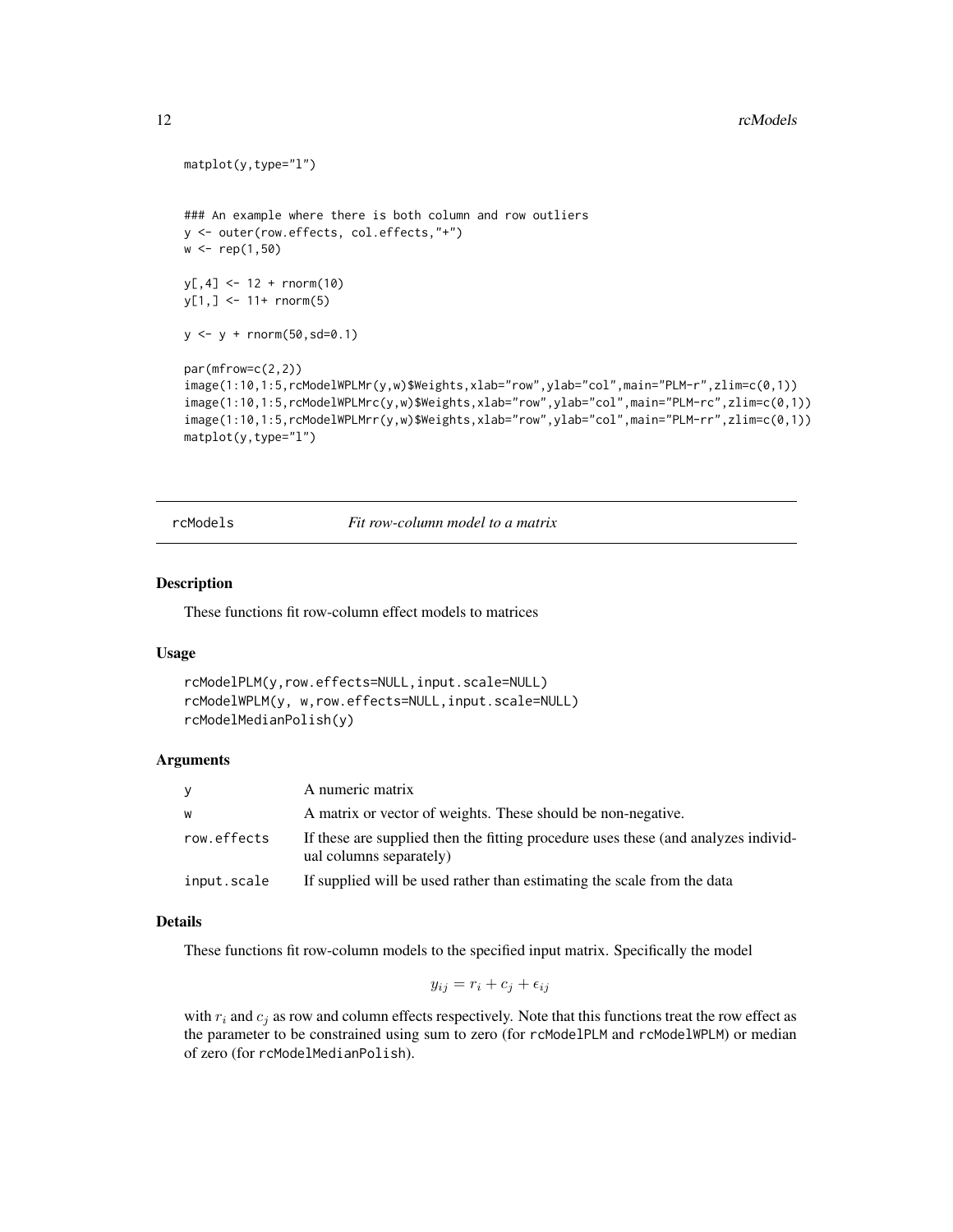```
matplot(y,type="l")


### An example where there is both column and row outliers
y <- outer(row.effects, col.effects,"+")
w <- rep(1,50)

y[,4] <- 12 + rnorm(10)
y[1,] <- 11+ rnorm(5)

y <- y + rnorm(50,sd=0.1)

par(mfrow=c(2,2))
image(1:10,1:5,rcModelWPLMr(y,w)$Weights,xlab="row",ylab="col",main="PLM-r",zlim=c(0,1))
image(1:10,1:5,rcModelWPLMrc(y,w)$Weights,xlab="row",ylab="col",main="PLM-rc",zlim=c(0,1))
image(1:10,1:5,rcModelWPLMrr(y,w)$Weights,xlab="row",ylab="col",main="PLM-rr",zlim=c(0,1))
matplot(y,type="l")
```

---

## rcModels — *Fit row-column model to a matrix*

### Description

These functions fit row-column effect models to matrices

### Usage

```
rcModelPLM(y,row.effects=NULL,input.scale=NULL)
rcModelWPLM(y, w,row.effects=NULL,input.scale=NULL)
rcModelMedianPolish(y)
```

### Arguments

| | |
|---|---|
| `y` | A numeric matrix |
| `w` | A matrix or vector of weights. These should be non-negative. |
| `row.effects` | If these are supplied then the fitting procedure uses these (and analyzes individual columns separately) |
| `input.scale` | If supplied will be used rather than estimating the scale from the data |

### Details

These functions fit row-column models to the specified input matrix. Specifically the model

$$y_{ij} = r_i + c_j + \epsilon_{ij}$$

with $r_i$ and $c_j$ as row and column effects respectively. Note that this functions treat the row effect as the parameter to be constrained using sum to zero (for `rcModelPLM` and `rcModelWPLM`) or median of zero (for `rcModelMedianPolish`).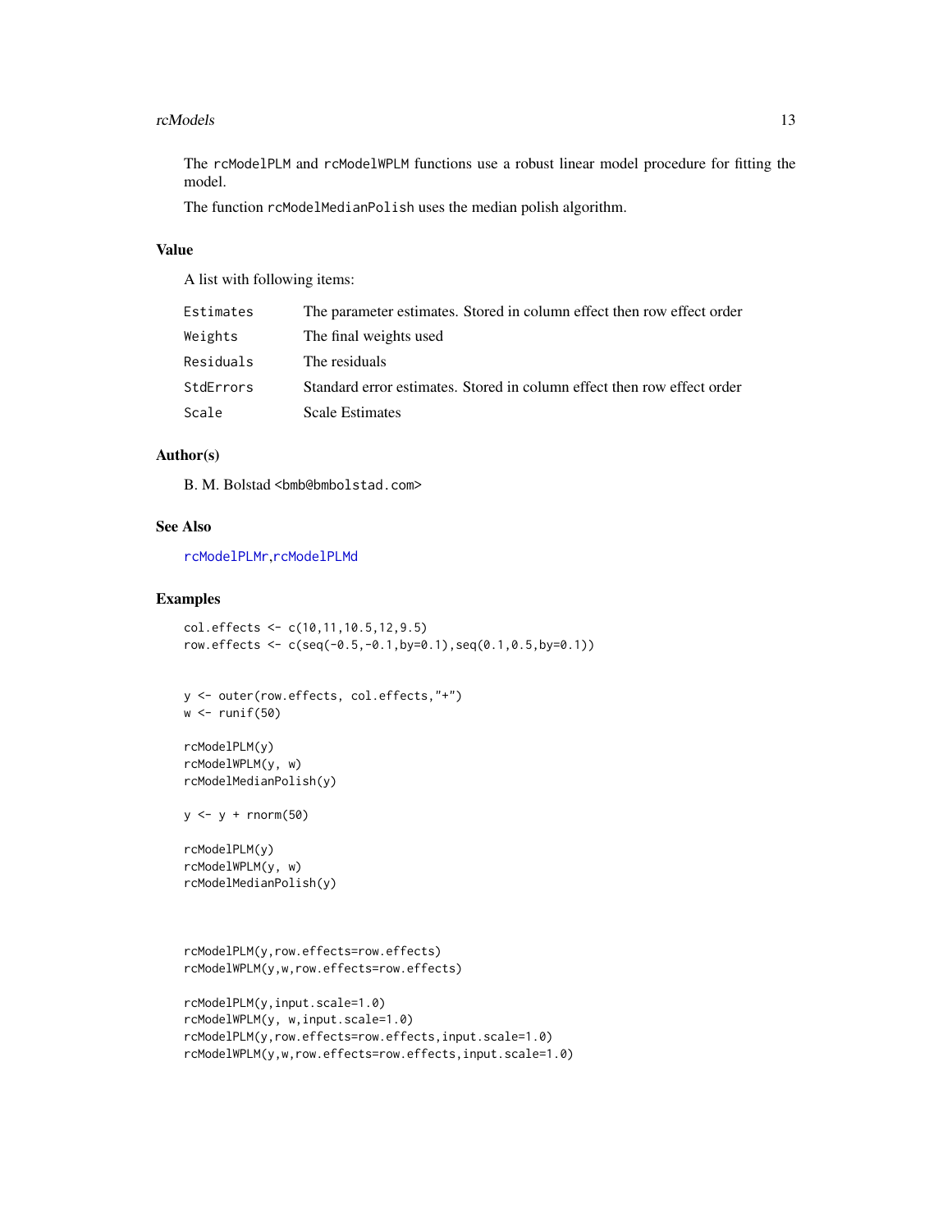The `rcModelPLM` and `rcModelWPLM` functions use a robust linear model procedure for fitting the model.

The function `rcModelMedianPolish` uses the median polish algorithm.

## Value

A list with following items:

| | |
|---|---|
| `Estimates` | The parameter estimates. Stored in column effect then row effect order |
| `Weights` | The final weights used |
| `Residuals` | The residuals |
| `StdErrors` | Standard error estimates. Stored in column effect then row effect order |
| `Scale` | Scale Estimates |

## Author(s)

B. M. Bolstad <bmb@bmbolstad.com>

## See Also

`rcModelPLMr`,`rcModelPLMd`

## Examples

```
col.effects <- c(10,11,10.5,12,9.5)
row.effects <- c(seq(-0.5,-0.1,by=0.1),seq(0.1,0.5,by=0.1))


y <- outer(row.effects, col.effects,"+")
w <- runif(50)

rcModelPLM(y)
rcModelWPLM(y, w)
rcModelMedianPolish(y)

y <- y + rnorm(50)

rcModelPLM(y)
rcModelWPLM(y, w)
rcModelMedianPolish(y)



rcModelPLM(y,row.effects=row.effects)
rcModelWPLM(y,w,row.effects=row.effects)

rcModelPLM(y,input.scale=1.0)
rcModelWPLM(y, w,input.scale=1.0)
rcModelPLM(y,row.effects=row.effects,input.scale=1.0)
rcModelWPLM(y,w,row.effects=row.effects,input.scale=1.0)
```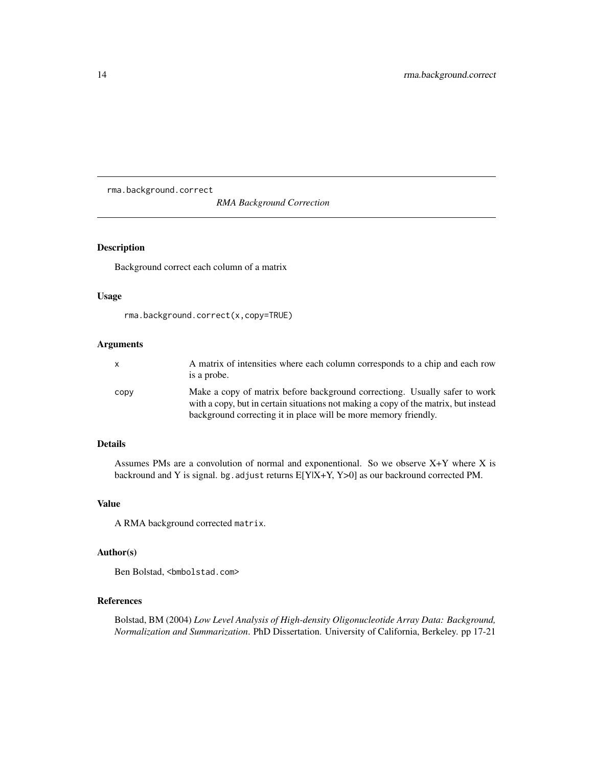rma.background.correct

*RMA Background Correction*

## Description

Background correct each column of a matrix

## Usage

```
rma.background.correct(x,copy=TRUE)
```

## Arguments

| | |
|---|---|
| `x` | A matrix of intensities where each column corresponds to a chip and each row is a probe. |
| `copy` | Make a copy of matrix before background correctiong. Usually safer to work with a copy, but in certain situations not making a copy of the matrix, but instead background correcting it in place will be more memory friendly. |

## Details

Assumes PMs are a convolution of normal and exponentional. So we observe X+Y where X is backround and Y is signal. `bg.adjust` returns E[Y|X+Y, Y>0] as our backround corrected PM.

## Value

A RMA background corrected `matrix`.

## Author(s)

Ben Bolstad, <bmbolstad.com>

## References

Bolstad, BM (2004) *Low Level Analysis of High-density Oligonucleotide Array Data: Background, Normalization and Summarization*. PhD Dissertation. University of California, Berkeley. pp 17-21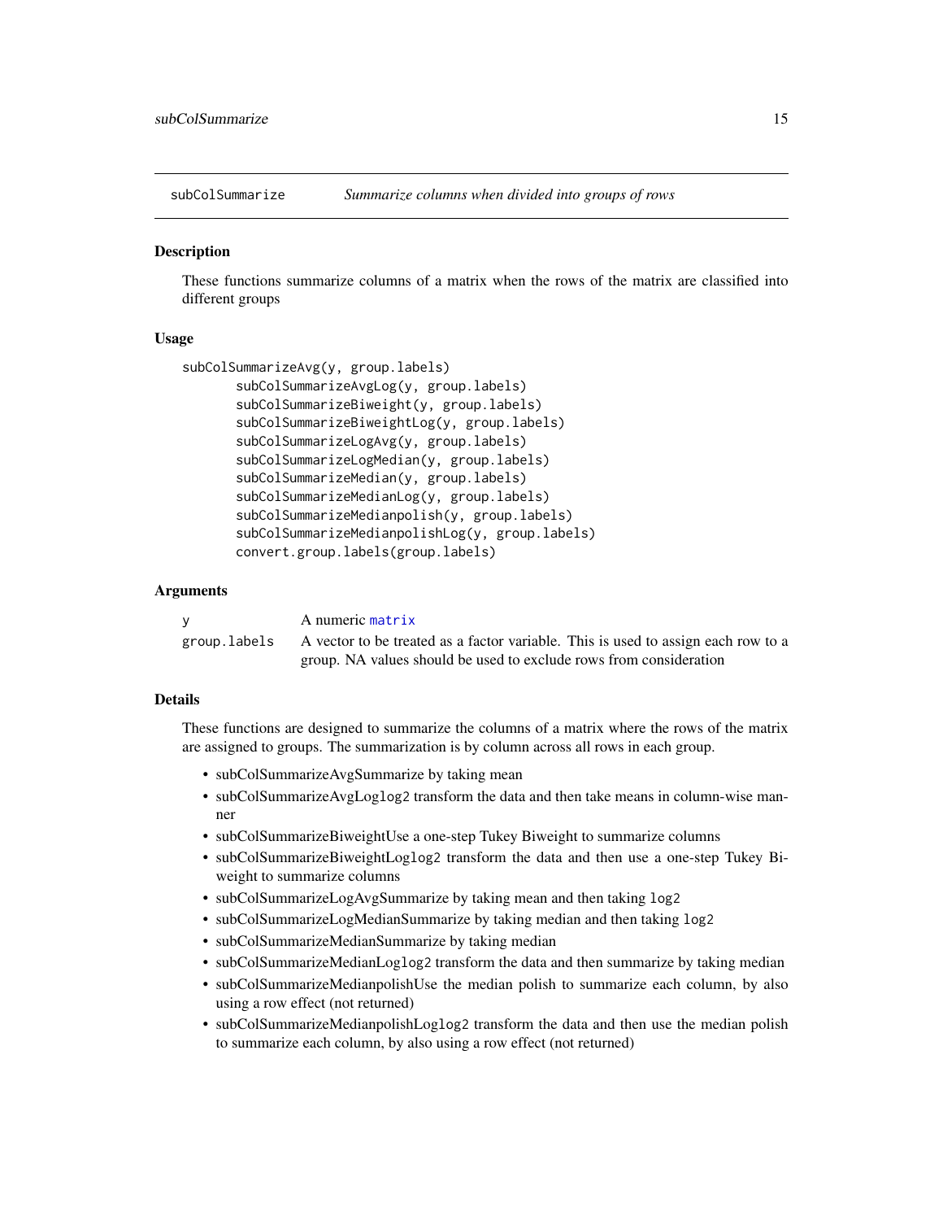## subColSummarize — *Summarize columns when divided into groups of rows*

### Description

These functions summarize columns of a matrix when the rows of the matrix are classified into different groups

### Usage

```
subColSummarizeAvg(y, group.labels)
       subColSummarizeAvgLog(y, group.labels)
       subColSummarizeBiweight(y, group.labels)
       subColSummarizeBiweightLog(y, group.labels)
       subColSummarizeLogAvg(y, group.labels)
       subColSummarizeLogMedian(y, group.labels)
       subColSummarizeMedian(y, group.labels)
       subColSummarizeMedianLog(y, group.labels)
       subColSummarizeMedianpolish(y, group.labels)
       subColSummarizeMedianpolishLog(y, group.labels)
       convert.group.labels(group.labels)
```

### Arguments

| | |
|---|---|
| `y` | A numeric `matrix` |
| `group.labels` | A vector to be treated as a factor variable. This is used to assign each row to a group. NA values should be used to exclude rows from consideration |

### Details

These functions are designed to summarize the columns of a matrix where the rows of the matrix are assigned to groups. The summarization is by column across all rows in each group.

- subColSummarizeAvgSummarize by taking mean
- subColSummarizeAvgLoglog2 transform the data and then take means in column-wise manner
- subColSummarizeBiweightUse a one-step Tukey Biweight to summarize columns
- subColSummarizeBiweightLoglog2 transform the data and then use a one-step Tukey Biweight to summarize columns
- subColSummarizeLogAvgSummarize by taking mean and then taking `log2`
- subColSummarizeLogMedianSummarize by taking median and then taking `log2`
- subColSummarizeMedianSummarize by taking median
- subColSummarizeMedianLoglog2 transform the data and then summarize by taking median
- subColSummarizeMedianpolishUse the median polish to summarize each column, by also using a row effect (not returned)
- subColSummarizeMedianpolishLoglog2 transform the data and then use the median polish to summarize each column, by also using a row effect (not returned)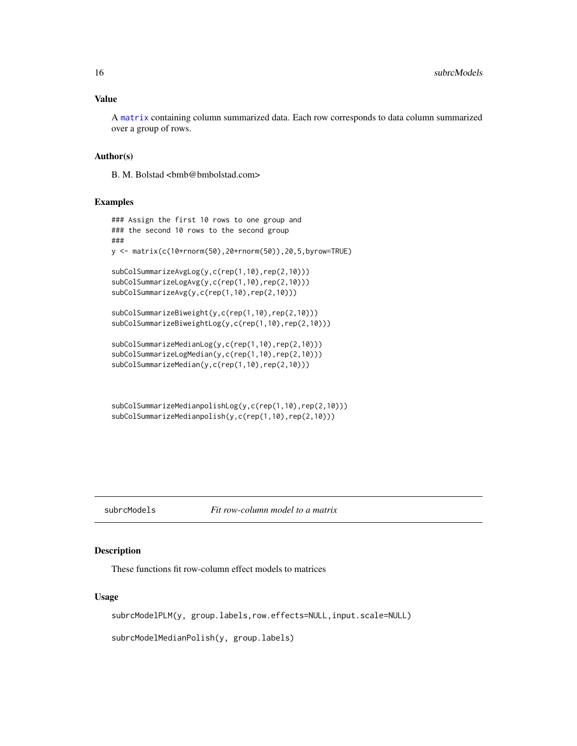## Value

A matrix containing column summarized data. Each row corresponds to data column summarized over a group of rows.

## Author(s)

B. M. Bolstad <bmb@bmbolstad.com>

## Examples

```
### Assign the first 10 rows to one group and
### the second 10 rows to the second group
###
y <- matrix(c(10+rnorm(50),20+rnorm(50)),20,5,byrow=TRUE)

subColSummarizeAvgLog(y,c(rep(1,10),rep(2,10)))
subColSummarizeLogAvg(y,c(rep(1,10),rep(2,10)))
subColSummarizeAvg(y,c(rep(1,10),rep(2,10)))

subColSummarizeBiweight(y,c(rep(1,10),rep(2,10)))
subColSummarizeBiweightLog(y,c(rep(1,10),rep(2,10)))

subColSummarizeMedianLog(y,c(rep(1,10),rep(2,10)))
subColSummarizeLogMedian(y,c(rep(1,10),rep(2,10)))
subColSummarizeMedian(y,c(rep(1,10),rep(2,10)))



subColSummarizeMedianpolishLog(y,c(rep(1,10),rep(2,10)))
subColSummarizeMedianpolish(y,c(rep(1,10),rep(2,10)))
```

---

# subrcModels — *Fit row-column model to a matrix*

## Description

These functions fit row-column effect models to matrices

## Usage

```
subrcModelPLM(y, group.labels,row.effects=NULL,input.scale=NULL)

subrcModelMedianPolish(y, group.labels)
```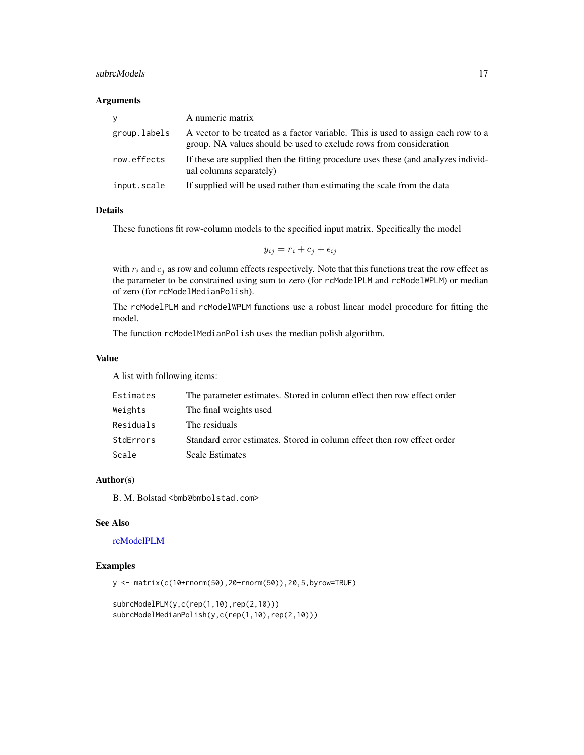### Arguments

| | |
|---|---|
| `y` | A numeric matrix |
| `group.labels` | A vector to be treated as a factor variable. This is used to assign each row to a group. NA values should be used to exclude rows from consideration |
| `row.effects` | If these are supplied then the fitting procedure uses these (and analyzes individual columns separately) |
| `input.scale` | If supplied will be used rather than estimating the scale from the data |

### Details

These functions fit row-column models to the specified input matrix. Specifically the model

$$y_{ij} = r_i + c_j + \epsilon_{ij}$$

with $r_i$ and $c_j$ as row and column effects respectively. Note that this functions treat the row effect as the parameter to be constrained using sum to zero (for `rcModelPLM` and `rcModelWPLM`) or median of zero (for `rcModelMedianPolish`).

The `rcModelPLM` and `rcModelWPLM` functions use a robust linear model procedure for fitting the model.

The function `rcModelMedianPolish` uses the median polish algorithm.

### Value

A list with following items:

| | |
|---|---|
| `Estimates` | The parameter estimates. Stored in column effect then row effect order |
| `Weights` | The final weights used |
| `Residuals` | The residuals |
| `StdErrors` | Standard error estimates. Stored in column effect then row effect order |
| `Scale` | Scale Estimates |

### Author(s)

B. M. Bolstad <bmb@bmbolstad.com>

### See Also

rcModelPLM

### Examples

```
y <- matrix(c(10+rnorm(50),20+rnorm(50)),20,5,byrow=TRUE)

subrcModelPLM(y,c(rep(1,10),rep(2,10)))
subrcModelMedianPolish(y,c(rep(1,10),rep(2,10)))
```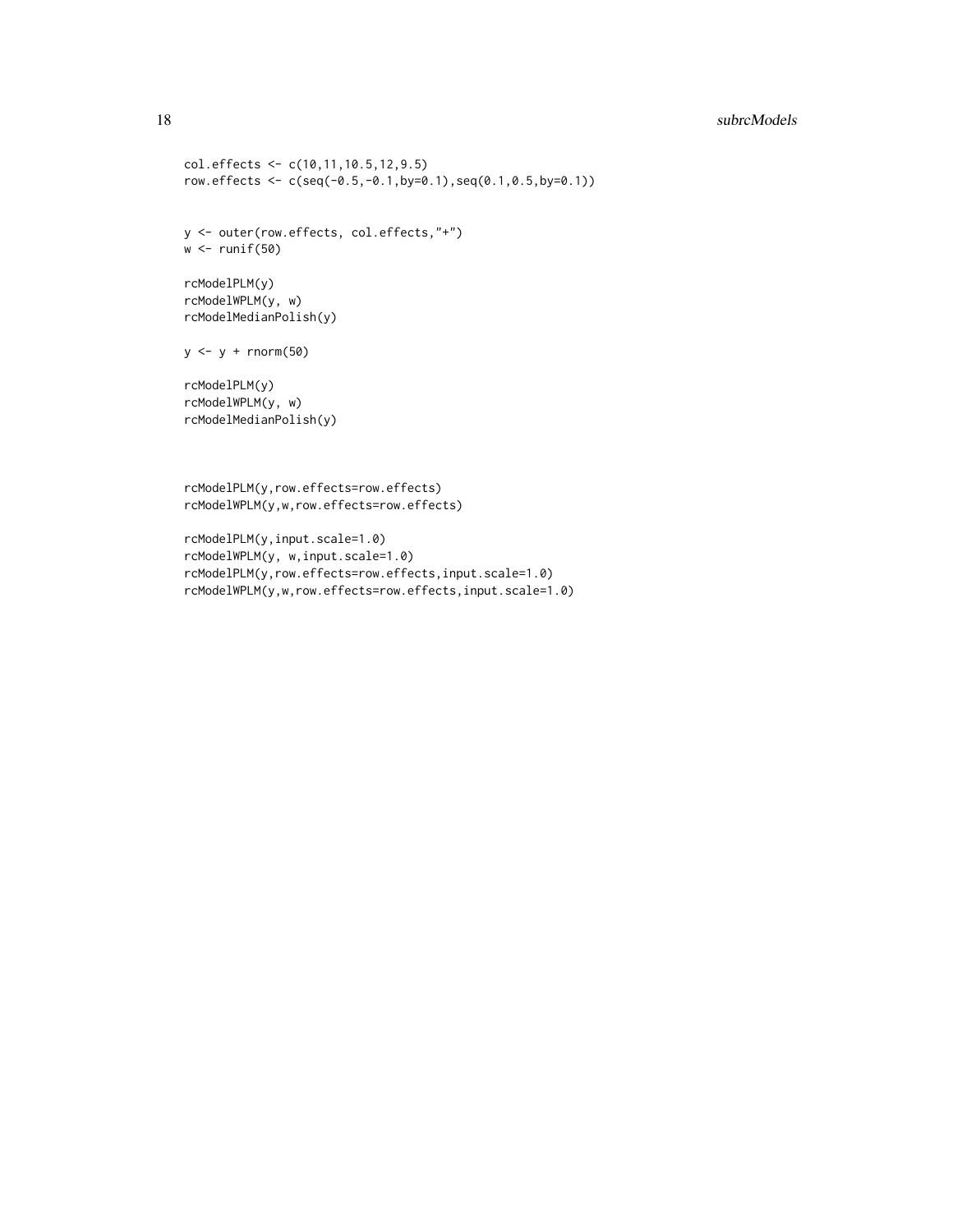```
col.effects <- c(10,11,10.5,12,9.5)
row.effects <- c(seq(-0.5,-0.1,by=0.1),seq(0.1,0.5,by=0.1))


y <- outer(row.effects, col.effects,"+")
w <- runif(50)

rcModelPLM(y)
rcModelWPLM(y, w)
rcModelMedianPolish(y)

y <- y + rnorm(50)

rcModelPLM(y)
rcModelWPLM(y, w)
rcModelMedianPolish(y)



rcModelPLM(y,row.effects=row.effects)
rcModelWPLM(y,w,row.effects=row.effects)

rcModelPLM(y,input.scale=1.0)
rcModelWPLM(y, w,input.scale=1.0)
rcModelPLM(y,row.effects=row.effects,input.scale=1.0)
rcModelWPLM(y,w,row.effects=row.effects,input.scale=1.0)
```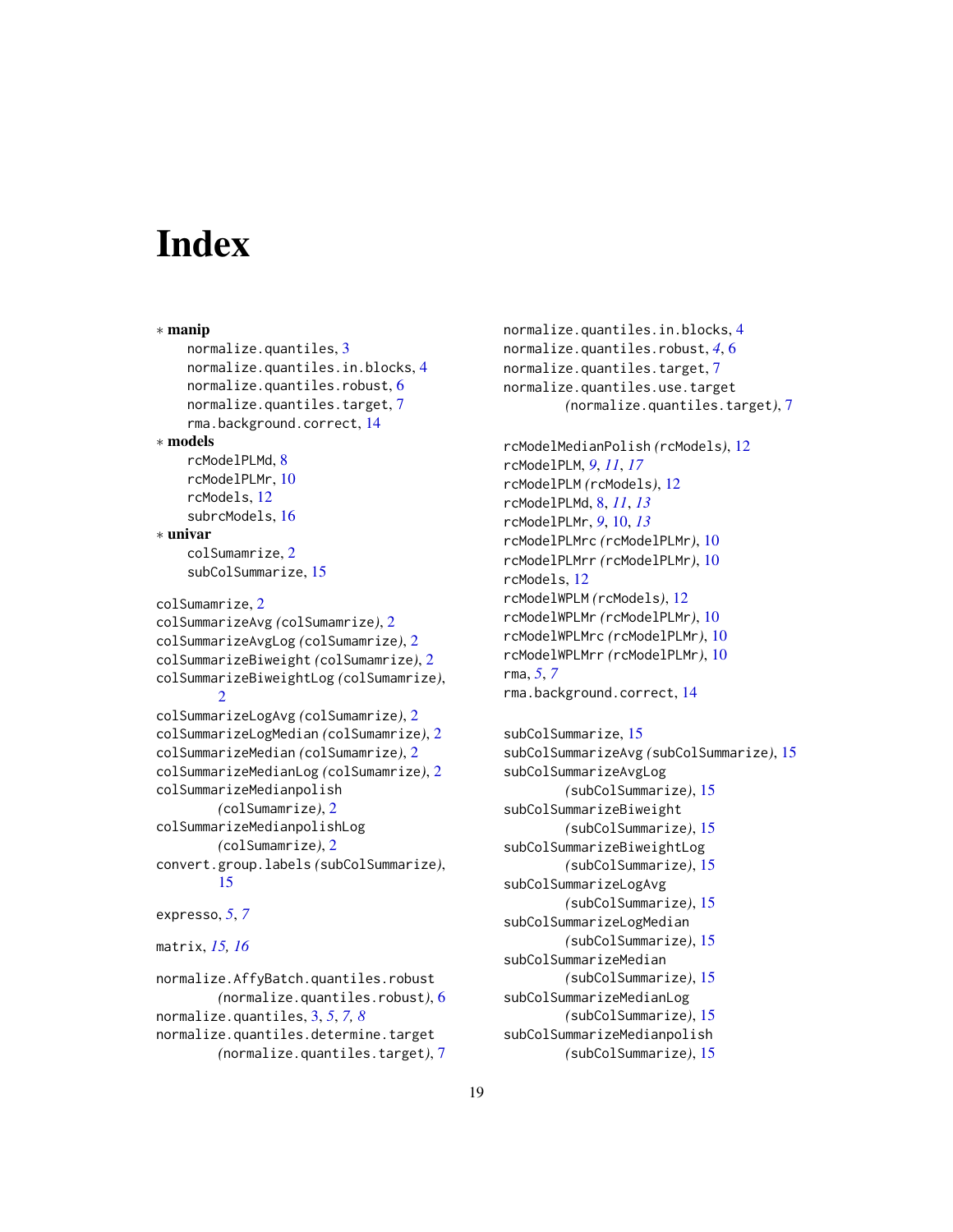# Index

∗ **manip**
- normalize.quantiles, 3
- normalize.quantiles.in.blocks, 4
- normalize.quantiles.robust, 6
- normalize.quantiles.target, 7
- rma.background.correct, 14

∗ **models**
- rcModelPLMd, 8
- rcModelPLMr, 10
- rcModels, 12
- subrcModels, 16

∗ **univar**
- colSumamrize, 2
- subColSummarize, 15

colSumamrize, 2
colSummarizeAvg *(colSumamrize)*, 2
colSummarizeAvgLog *(colSumamrize)*, 2
colSummarizeBiweight *(colSumamrize)*, 2
colSummarizeBiweightLog *(colSumamrize)*, 2
colSummarizeLogAvg *(colSumamrize)*, 2
colSummarizeLogMedian *(colSumamrize)*, 2
colSummarizeMedian *(colSumamrize)*, 2
colSummarizeMedianLog *(colSumamrize)*, 2
colSummarizeMedianpolish *(colSumamrize)*, 2
colSummarizeMedianpolishLog *(colSumamrize)*, 2
convert.group.labels *(subColSummarize)*, 15

expresso, *5*, *7*

matrix, *15, 16*

normalize.AffyBatch.quantiles.robust *(normalize.quantiles.robust)*, 6
normalize.quantiles, 3, *5*, *7, 8*
normalize.quantiles.determine.target *(normalize.quantiles.target)*, 7
normalize.quantiles.in.blocks, 4
normalize.quantiles.robust, *4*, 6
normalize.quantiles.target, 7
normalize.quantiles.use.target *(normalize.quantiles.target)*, 7

rcModelMedianPolish *(rcModels)*, 12
rcModelPLM, *9*, *11*, *17*
rcModelPLM *(rcModels)*, 12
rcModelPLMd, 8, *11*, *13*
rcModelPLMr, *9*, 10, *13*
rcModelPLMrc *(rcModelPLMr)*, 10
rcModelPLMrr *(rcModelPLMr)*, 10
rcModels, 12
rcModelWPLM *(rcModels)*, 12
rcModelWPLMr *(rcModelPLMr)*, 10
rcModelWPLMrc *(rcModelPLMr)*, 10
rcModelWPLMrr *(rcModelPLMr)*, 10
rma, *5*, *7*
rma.background.correct, 14

subColSummarize, 15
subColSummarizeAvg *(subColSummarize)*, 15
subColSummarizeAvgLog *(subColSummarize)*, 15
subColSummarizeBiweight *(subColSummarize)*, 15
subColSummarizeBiweightLog *(subColSummarize)*, 15
subColSummarizeLogAvg *(subColSummarize)*, 15
subColSummarizeLogMedian *(subColSummarize)*, 15
subColSummarizeMedian *(subColSummarize)*, 15
subColSummarizeMedianLog *(subColSummarize)*, 15
subColSummarizeMedianpolish *(subColSummarize)*, 15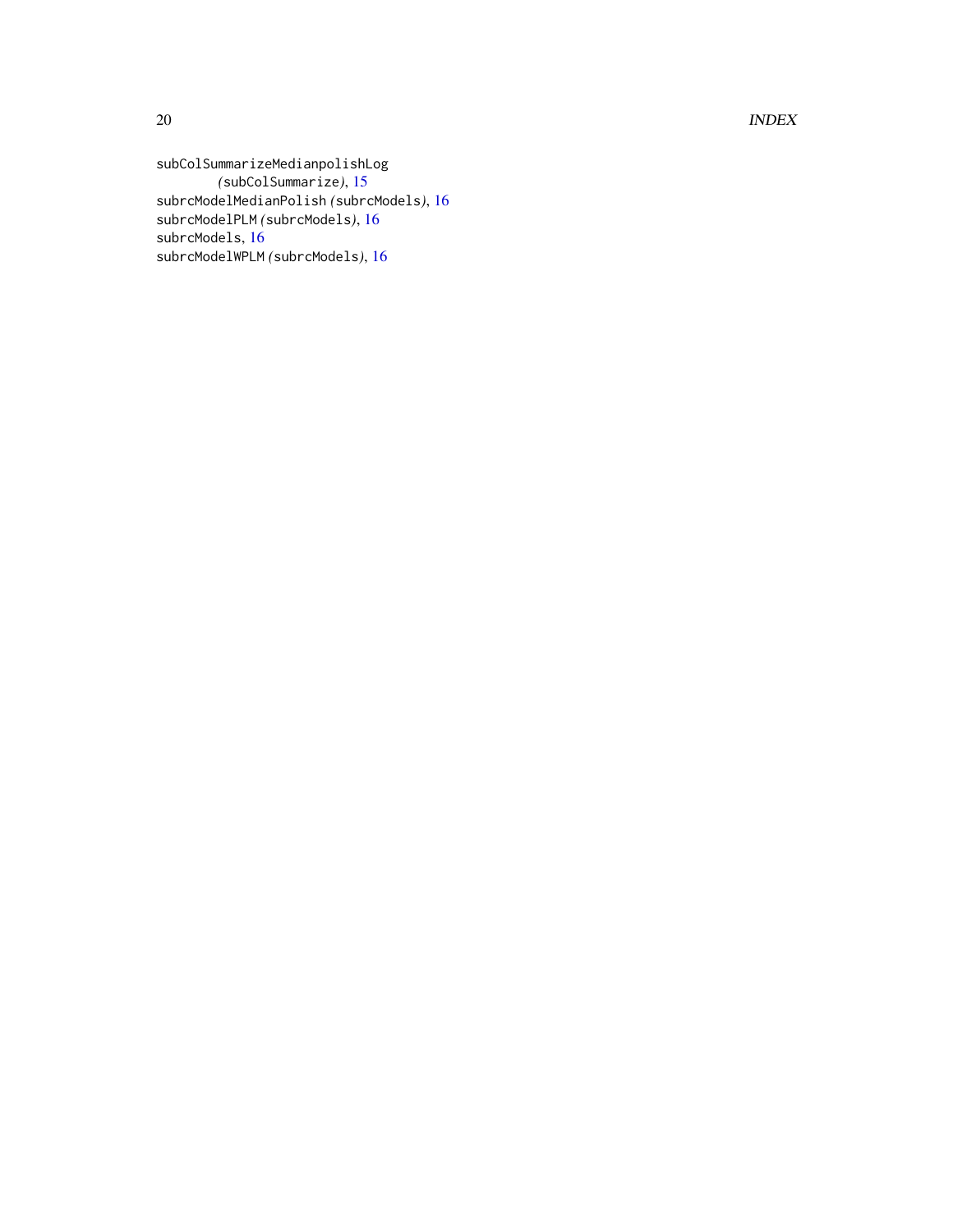subColSummarizeMedianpolishLog (subColSummarize), 15
subrcModelMedianPolish (subrcModels), 16
subrcModelPLM (subrcModels), 16
subrcModels, 16
subrcModelWPLM (subrcModels), 16